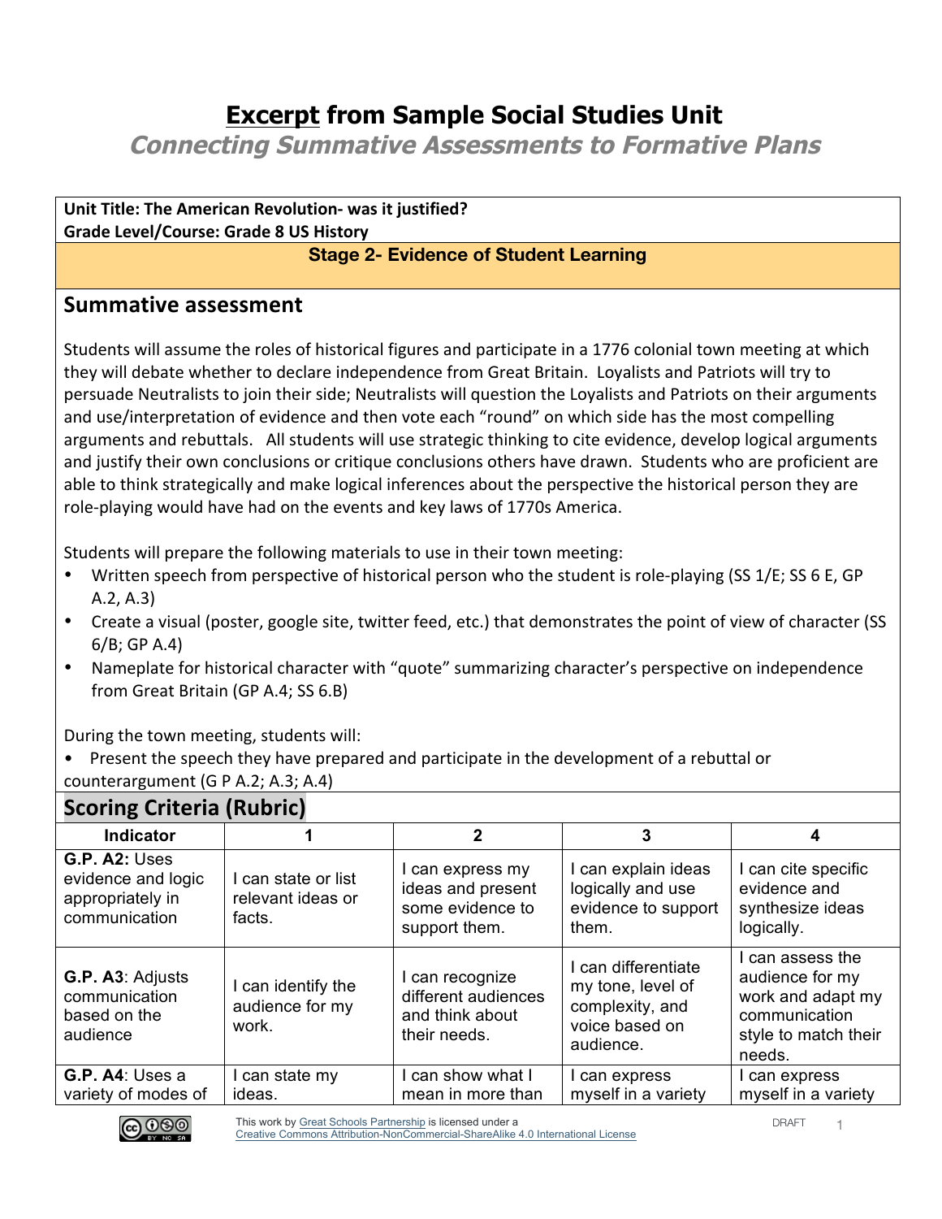# **Excerpt** from Sample Social Studies Unit

## *Connecting Summative Assessments to Formative Plans*

**Unit Title: The American Revolution- was it justified?**
**Grade Level/Course: Grade 8 US History**

**Stage 2- Evidence of Student Learning**

## Summative assessment

Students will assume the roles of historical figures and participate in a 1776 colonial town meeting at which they will debate whether to declare independence from Great Britain. Loyalists and Patriots will try to persuade Neutralists to join their side; Neutralists will question the Loyalists and Patriots on their arguments and use/interpretation of evidence and then vote each "round" on which side has the most compelling arguments and rebuttals. All students will use strategic thinking to cite evidence, develop logical arguments and justify their own conclusions or critique conclusions others have drawn. Students who are proficient are able to think strategically and make logical inferences about the perspective the historical person they are role-playing would have had on the events and key laws of 1770s America.

Students will prepare the following materials to use in their town meeting:

- Written speech from perspective of historical person who the student is role-playing (SS 1/E; SS 6 E, GP A.2, A.3)
- Create a visual (poster, google site, twitter feed, etc.) that demonstrates the point of view of character (SS 6/B; GP A.4)
- Nameplate for historical character with "quote" summarizing character's perspective on independence from Great Britain (GP A.4; SS 6.B)

During the town meeting, students will:

- Present the speech they have prepared and participate in the development of a rebuttal or counterargument (G P A.2; A.3; A.4)

## Scoring Criteria (Rubric)

| Indicator | 1 | 2 | 3 | 4 |
|---|---|---|---|---|
| **G.P. A2:** Uses evidence and logic appropriately in communication | I can state or list relevant ideas or facts. | I can express my ideas and present some evidence to support them. | I can explain ideas logically and use evidence to support them. | I can cite specific evidence and synthesize ideas logically. |
| **G.P. A3**: Adjusts communication based on the audience | I can identify the audience for my work. | I can recognize different audiences and think about their needs. | I can differentiate my tone, level of complexity, and voice based on audience. | I can assess the audience for my work and adapt my communication style to match their needs. |
| **G.P. A4**: Uses a variety of modes of | I can state my ideas. | I can show what I mean in more than | I can express myself in a variety | I can express myself in a variety |

This work by Great Schools Partnership is licensed under a Creative Commons Attribution-NonCommercial-ShareAlike 4.0 International License

DRAFT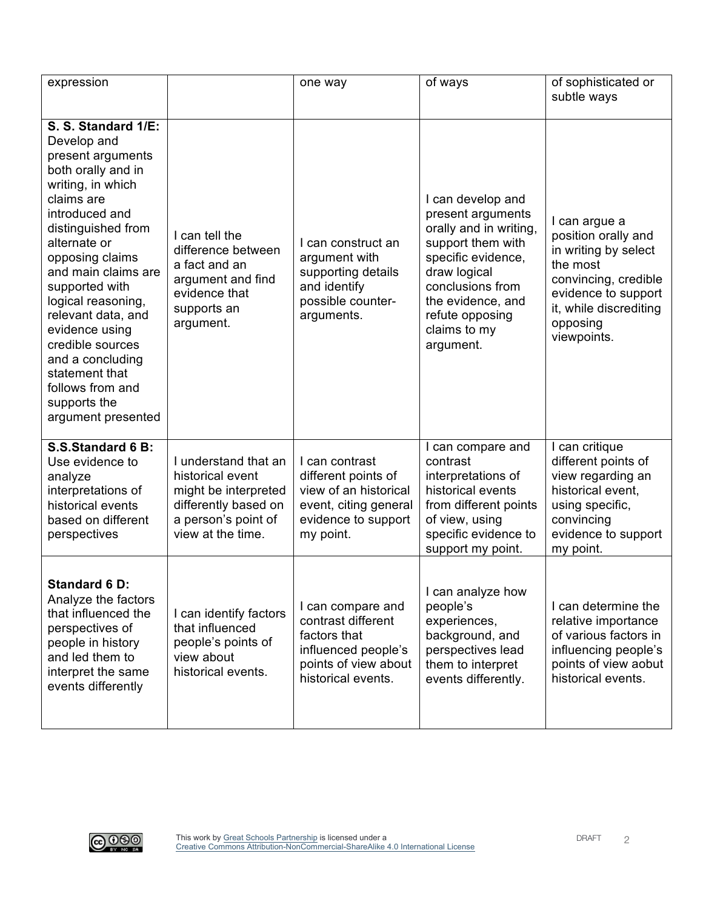| expression | | one way | of ways | of sophisticated or subtle ways |
|---|---|---|---|---|
| **S. S. Standard 1/E:** Develop and present arguments both orally and in writing, in which claims are introduced and distinguished from alternate or opposing claims and main claims are supported with logical reasoning, relevant data, and evidence using credible sources and a concluding statement that follows from and supports the argument presented | I can tell the difference between a fact and an argument and find evidence that supports an argument. | I can construct an argument with supporting details and identify possible counter-arguments. | I can develop and present arguments orally and in writing, support them with specific evidence, draw logical conclusions from the evidence, and refute opposing claims to my argument. | I can argue a position orally and in writing by select the most convincing, credible evidence to support it, while discrediting opposing viewpoints. |
| **S.S.Standard 6 B:** Use evidence to analyze interpretations of historical events based on different perspectives | I understand that an historical event might be interpreted differently based on a person's point of view at the time. | I can contrast different points of view of an historical event, citing general evidence to support my point. | I can compare and contrast interpretations of historical events from different points of view, using specific evidence to support my point. | I can critique different points of view regarding an historical event, using specific, convincing evidence to support my point. |
| **Standard 6 D:** Analyze the factors that influenced the perspectives of people in history and led them to interpret the same events differently | I can identify factors that influenced people's points of view about historical events. | I can compare and contrast different factors that influenced people's points of view about historical events. | I can analyze how people's experiences, background, and perspectives lead them to interpret events differently. | I can determine the relative importance of various factors in influencing people's points of view aobut historical events. |

This work by Great Schools Partnership is licensed under a Creative Commons Attribution-NonCommercial-ShareAlike 4.0 International License

DRAFT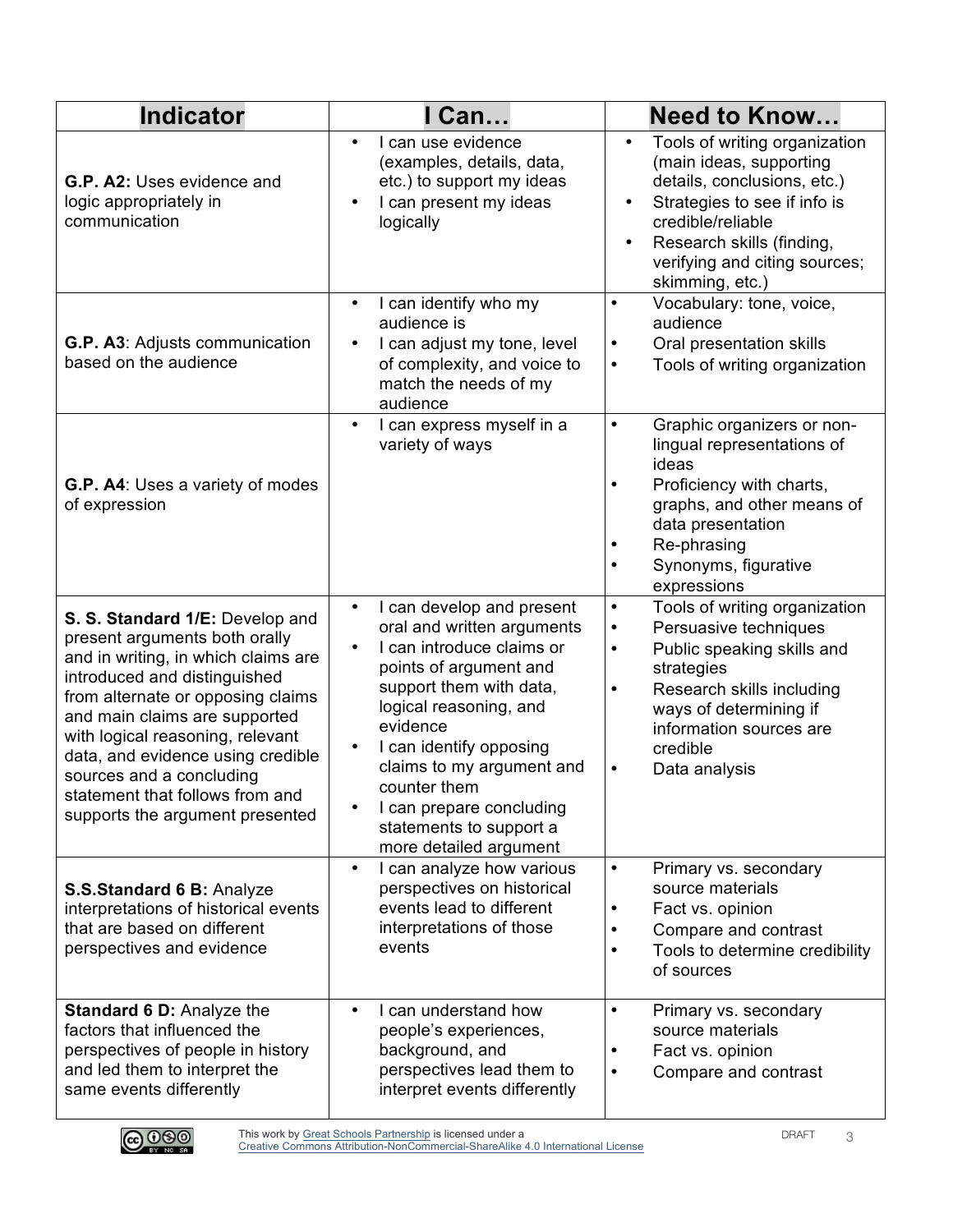| Indicator | I Can… | Need to Know… |
| --- | --- | --- |
| **G.P. A2:** Uses evidence and logic appropriately in communication | • I can use evidence (examples, details, data, etc.) to support my ideas<br>• I can present my ideas logically | • Tools of writing organization (main ideas, supporting details, conclusions, etc.)<br>• Strategies to see if info is credible/reliable<br>• Research skills (finding, verifying and citing sources; skimming, etc.) |
| **G.P. A3**: Adjusts communication based on the audience | • I can identify who my audience is<br>• I can adjust my tone, level of complexity, and voice to match the needs of my audience | • Vocabulary: tone, voice, audience<br>• Oral presentation skills<br>• Tools of writing organization |
| **G.P. A4**: Uses a variety of modes of expression | • I can express myself in a variety of ways | • Graphic organizers or non-lingual representations of ideas<br>• Proficiency with charts, graphs, and other means of data presentation<br>• Re-phrasing<br>• Synonyms, figurative expressions |
| **S. S. Standard 1/E:** Develop and present arguments both orally and in writing, in which claims are introduced and distinguished from alternate or opposing claims and main claims are supported with logical reasoning, relevant data, and evidence using credible sources and a concluding statement that follows from and supports the argument presented | • I can develop and present oral and written arguments<br>• I can introduce claims or points of argument and support them with data, logical reasoning, and evidence<br>• I can identify opposing claims to my argument and counter them<br>• I can prepare concluding statements to support a more detailed argument | • Tools of writing organization<br>• Persuasive techniques<br>• Public speaking skills and strategies<br>• Research skills including ways of determining if information sources are credible<br>• Data analysis |
| **S.S.Standard 6 B:** Analyze interpretations of historical events that are based on different perspectives and evidence | • I can analyze how various perspectives on historical events lead to different interpretations of those events | • Primary vs. secondary source materials<br>• Fact vs. opinion<br>• Compare and contrast<br>• Tools to determine credibility of sources |
| **Standard 6 D:** Analyze the factors that influenced the perspectives of people in history and led them to interpret the same events differently | • I can understand how people's experiences, background, and perspectives lead them to interpret events differently | • Primary vs. secondary source materials<br>• Fact vs. opinion<br>• Compare and contrast |

This work by Great Schools Partnership is licensed under a Creative Commons Attribution-NonCommercial-ShareAlike 4.0 International License

DRAFT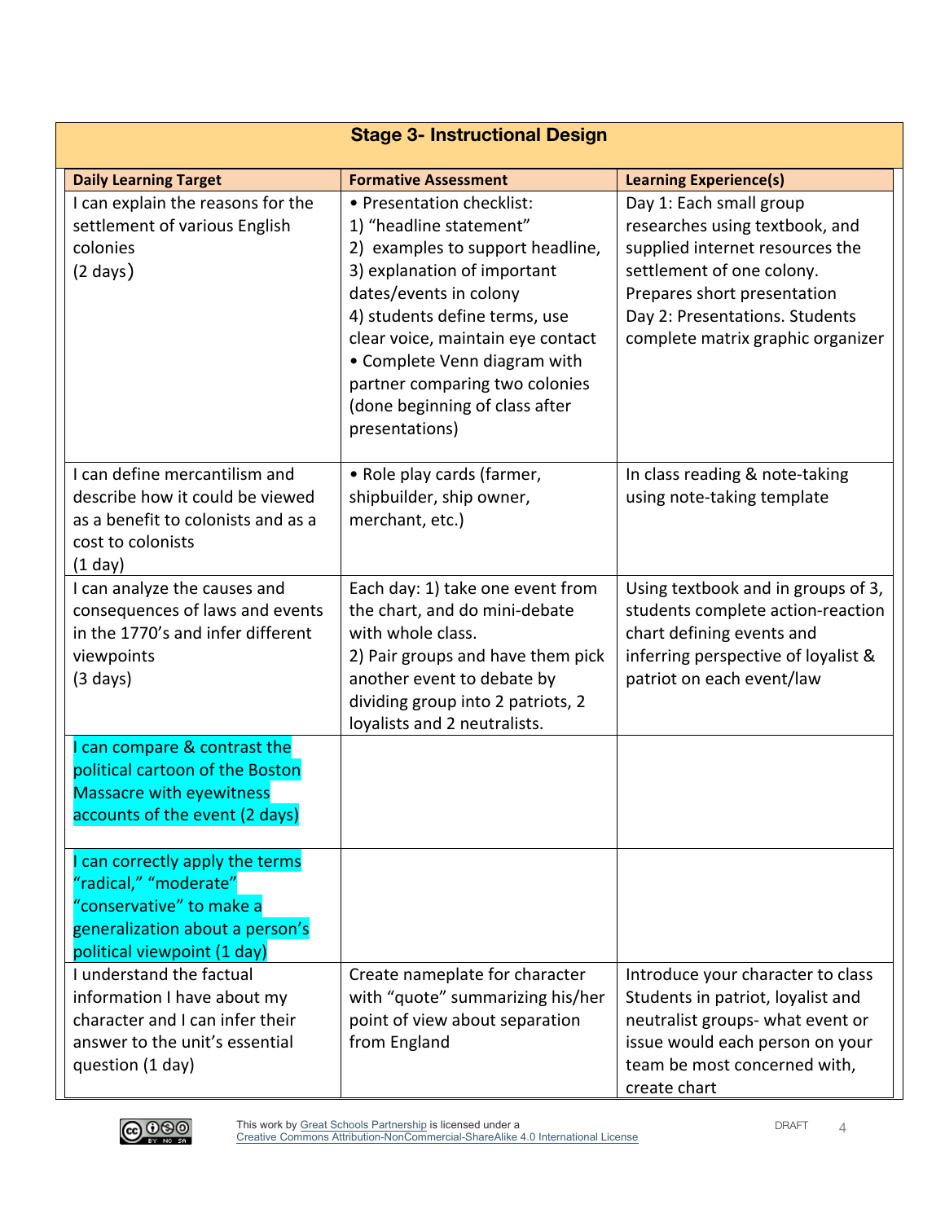## Stage 3- Instructional Design

| Daily Learning Target | Formative Assessment | Learning Experience(s) |
|---|---|---|
| I can explain the reasons for the settlement of various English colonies (2 days) | • Presentation checklist:<br>1) "headline statement"<br>2) examples to support headline,<br>3) explanation of important dates/events in colony<br>4) students define terms, use clear voice, maintain eye contact<br>• Complete Venn diagram with partner comparing two colonies (done beginning of class after presentations) | Day 1: Each small group researches using textbook, and supplied internet resources the settlement of one colony. Prepares short presentation<br>Day 2: Presentations. Students complete matrix graphic organizer |
| I can define mercantilism and describe how it could be viewed as a benefit to colonists and as a cost to colonists (1 day) | • Role play cards (farmer, shipbuilder, ship owner, merchant, etc.) | In class reading & note-taking using note-taking template |
| I can analyze the causes and consequences of laws and events in the 1770's and infer different viewpoints (3 days) | Each day: 1) take one event from the chart, and do mini-debate with whole class.<br>2) Pair groups and have them pick another event to debate by dividing group into 2 patriots, 2 loyalists and 2 neutralists. | Using textbook and in groups of 3, students complete action-reaction chart defining events and inferring perspective of loyalist & patriot on each event/law |
| I can compare & contrast the political cartoon of the Boston Massacre with eyewitness accounts of the event (2 days) | | |
| I can correctly apply the terms "radical," "moderate" "conservative" to make a generalization about a person's political viewpoint (1 day) | | |
| I understand the factual information I have about my character and I can infer their answer to the unit's essential question (1 day) | Create nameplate for character with "quote" summarizing his/her point of view about separation from England | Introduce your character to class Students in patriot, loyalist and neutralist groups- what event or issue would each person on your team be most concerned with, create chart |

This work by Great Schools Partnership is licensed under a Creative Commons Attribution-NonCommercial-ShareAlike 4.0 International License

DRAFT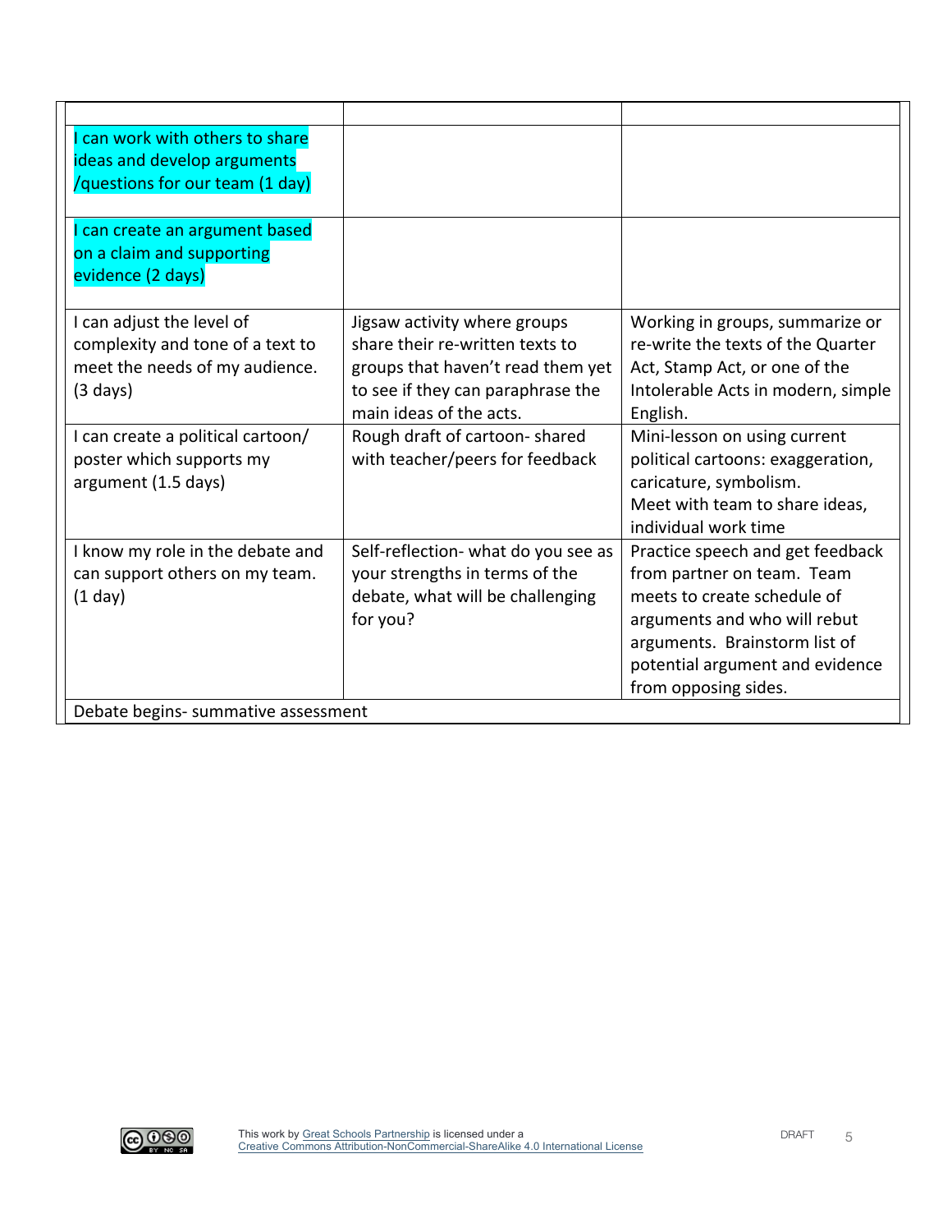| | | |
|---|---|---|
| I can work with others to share ideas and develop arguments /questions for our team (1 day) | | |
| I can create an argument based on a claim and supporting evidence (2 days) | | |
| I can adjust the level of complexity and tone of a text to meet the needs of my audience. (3 days) | Jigsaw activity where groups share their re-written texts to groups that haven't read them yet to see if they can paraphrase the main ideas of the acts. | Working in groups, summarize or re-write the texts of the Quarter Act, Stamp Act, or one of the Intolerable Acts in modern, simple English. |
| I can create a political cartoon/ poster which supports my argument (1.5 days) | Rough draft of cartoon- shared with teacher/peers for feedback | Mini-lesson on using current political cartoons: exaggeration, caricature, symbolism. Meet with team to share ideas, individual work time |
| I know my role in the debate and can support others on my team. (1 day) | Self-reflection- what do you see as your strengths in terms of the debate, what will be challenging for you? | Practice speech and get feedback from partner on team. Team meets to create schedule of arguments and who will rebut arguments. Brainstorm list of potential argument and evidence from opposing sides. |
| Debate begins- summative assessment | | |

This work by Great Schools Partnership is licensed under a Creative Commons Attribution-NonCommercial-ShareAlike 4.0 International License

DRAFT